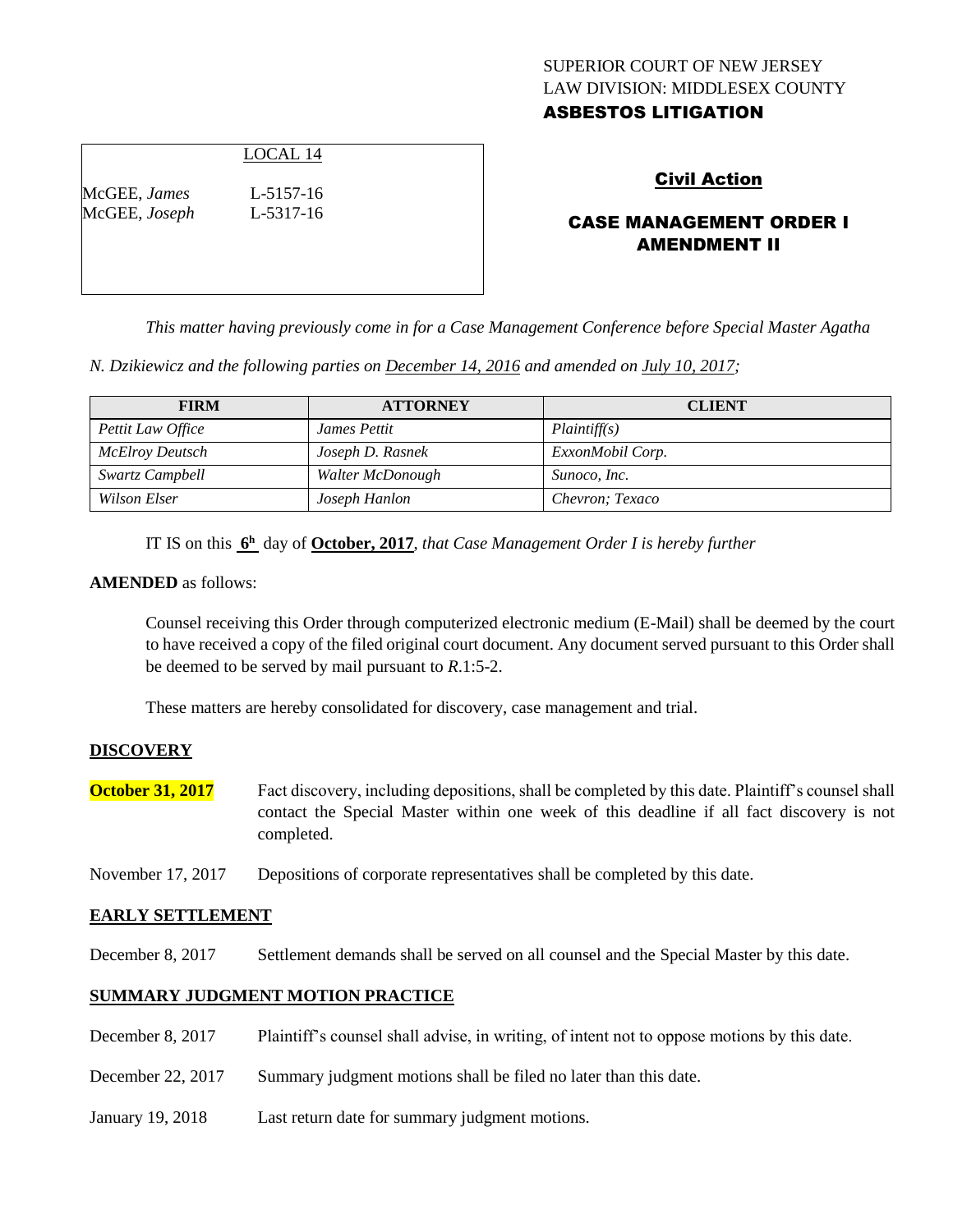SUPERIOR COURT OF NEW JERSEY
LAW DIVISION: MIDDLESEX COUNTY
**ASBESTOS LITIGATION**

LOCAL 14

McGEE, *James* L-5157-16
McGEE, *Joseph* L-5317-16

## Civil Action

## CASE MANAGEMENT ORDER I AMENDMENT II

*This matter having previously come in for a Case Management Conference before Special Master Agatha N. Dzikiewicz and the following parties on December 14, 2016 and amended on July 10, 2017;*

| FIRM | ATTORNEY | CLIENT |
|---|---|---|
| *Pettit Law Office* | *James Pettit* | *Plaintiff(s)* |
| *McElroy Deutsch* | *Joseph D. Rasnek* | *ExxonMobil Corp.* |
| *Swartz Campbell* | *Walter McDonough* | *Sunoco, Inc.* |
| *Wilson Elser* | *Joseph Hanlon* | *Chevron; Texaco* |

IT IS on this **6h** day of **October, 2017**, *that Case Management Order I is hereby further*

**AMENDED** as follows:

Counsel receiving this Order through computerized electronic medium (E-Mail) shall be deemed by the court to have received a copy of the filed original court document. Any document served pursuant to this Order shall be deemed to be served by mail pursuant to *R*.1:5-2.

These matters are hereby consolidated for discovery, case management and trial.

**DISCOVERY**

**October 31, 2017** Fact discovery, including depositions, shall be completed by this date. Plaintiff's counsel shall contact the Special Master within one week of this deadline if all fact discovery is not completed.

November 17, 2017 Depositions of corporate representatives shall be completed by this date.

**EARLY SETTLEMENT**

December 8, 2017 Settlement demands shall be served on all counsel and the Special Master by this date.

**SUMMARY JUDGMENT MOTION PRACTICE**

December 8, 2017 Plaintiff's counsel shall advise, in writing, of intent not to oppose motions by this date.

December 22, 2017 Summary judgment motions shall be filed no later than this date.

January 19, 2018 Last return date for summary judgment motions.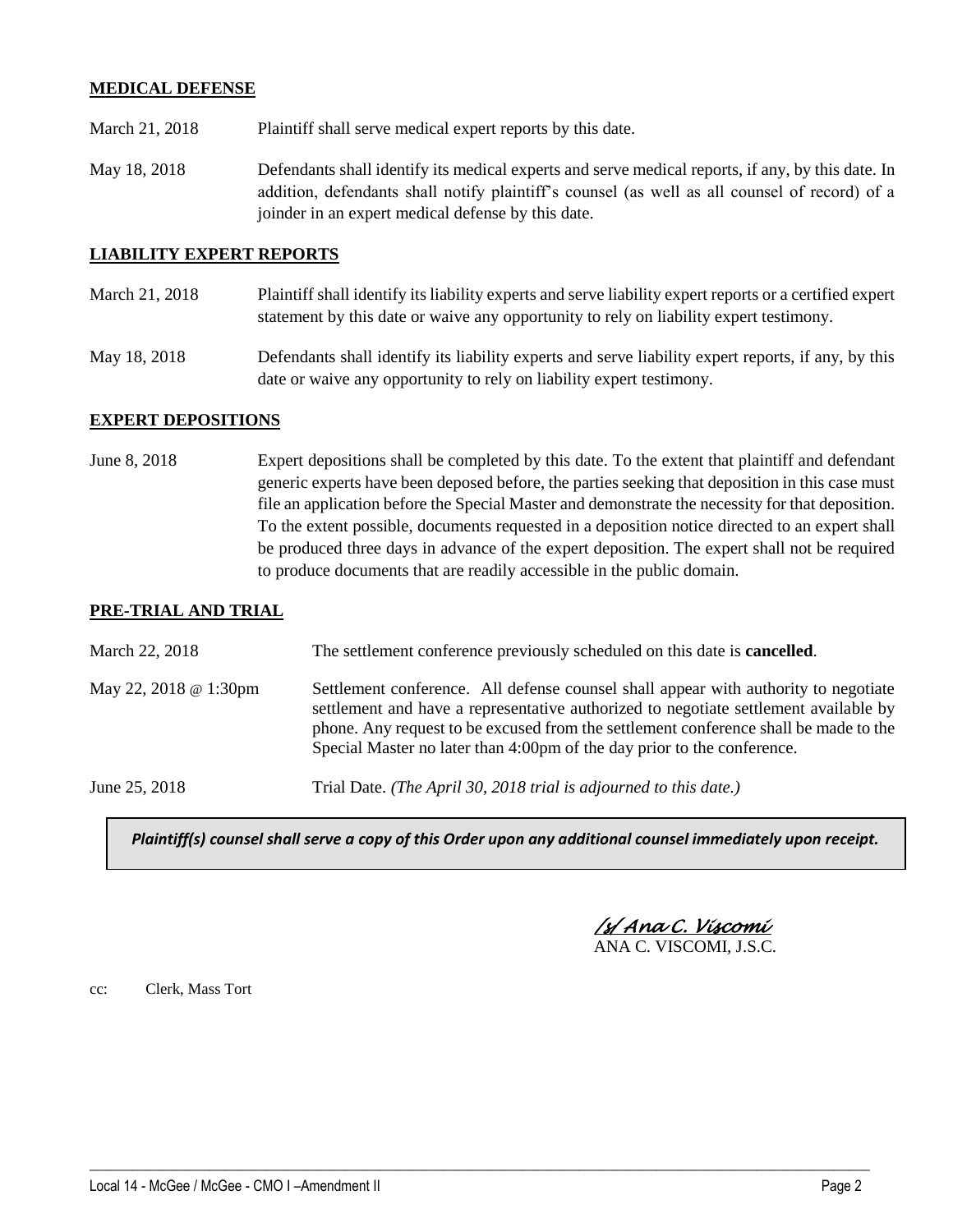**MEDICAL DEFENSE**

| | |
|---|---|
| March 21, 2018 | Plaintiff shall serve medical expert reports by this date. |
| May 18, 2018 | Defendants shall identify its medical experts and serve medical reports, if any, by this date. In addition, defendants shall notify plaintiff's counsel (as well as all counsel of record) of a joinder in an expert medical defense by this date. |

**LIABILITY EXPERT REPORTS**

| | |
|---|---|
| March 21, 2018 | Plaintiff shall identify its liability experts and serve liability expert reports or a certified expert statement by this date or waive any opportunity to rely on liability expert testimony. |
| May 18, 2018 | Defendants shall identify its liability experts and serve liability expert reports, if any, by this date or waive any opportunity to rely on liability expert testimony. |

**EXPERT DEPOSITIONS**

| | |
|---|---|
| June 8, 2018 | Expert depositions shall be completed by this date. To the extent that plaintiff and defendant generic experts have been deposed before, the parties seeking that deposition in this case must file an application before the Special Master and demonstrate the necessity for that deposition. To the extent possible, documents requested in a deposition notice directed to an expert shall be produced three days in advance of the expert deposition. The expert shall not be required to produce documents that are readily accessible in the public domain. |

**PRE-TRIAL AND TRIAL**

| | |
|---|---|
| March 22, 2018 | The settlement conference previously scheduled on this date is **cancelled**. |
| May 22, 2018 @ 1:30pm | Settlement conference. All defense counsel shall appear with authority to negotiate settlement and have a representative authorized to negotiate settlement available by phone. Any request to be excused from the settlement conference shall be made to the Special Master no later than 4:00pm of the day prior to the conference. |
| June 25, 2018 | Trial Date. *(The April 30, 2018 trial is adjourned to this date.)* |

***Plaintiff(s) counsel shall serve a copy of this Order upon any additional counsel immediately upon receipt.***

*/s/ Ana C. Viscomi*
ANA C. VISCOMI, J.S.C.

cc: Clerk, Mass Tort